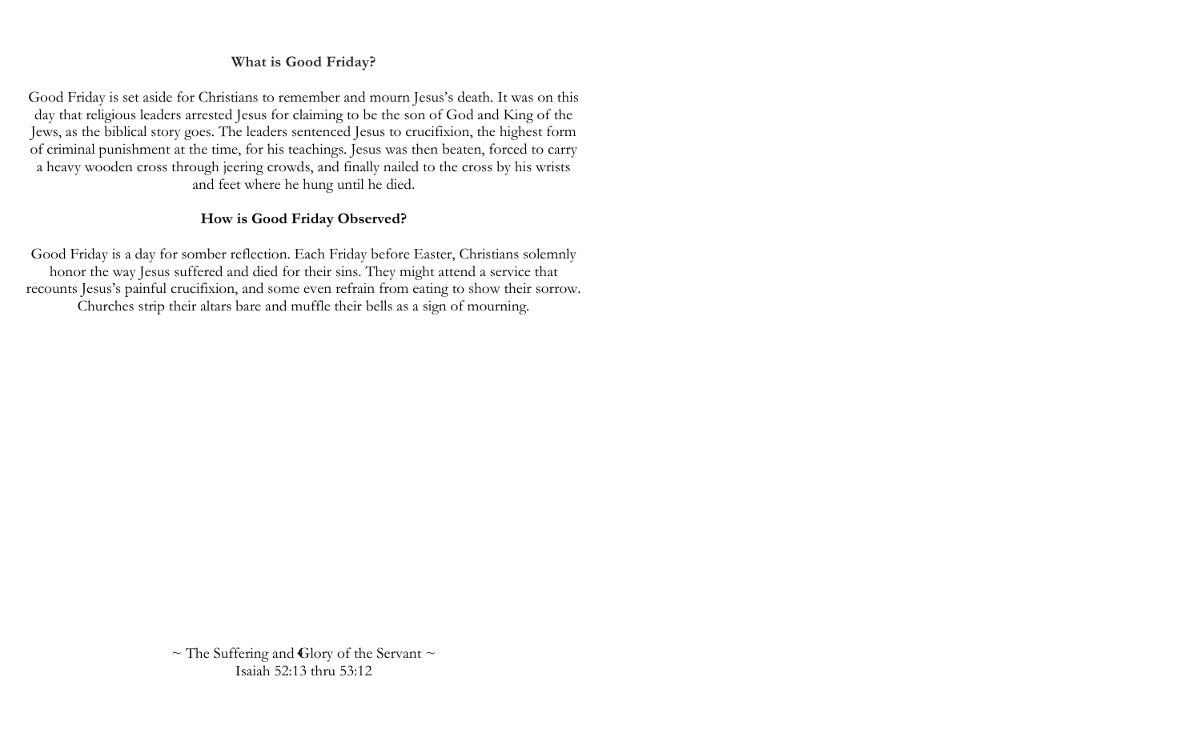**What is Good Friday?**

Good Friday is set aside for Christians to remember and mourn Jesus's death. It was on this day that religious leaders arrested Jesus for claiming to be the son of God and King of the Jews, as the biblical story goes. The leaders sentenced Jesus to crucifixion, the highest form of criminal punishment at the time, for his teachings. Jesus was then beaten, forced to carry a heavy wooden cross through jeering crowds, and finally nailed to the cross by his wrists and feet where he hung until he died.

**How is Good Friday Observed?**

Good Friday is a day for somber reflection. Each Friday before Easter, Christians solemnly honor the way Jesus suffered and died for their sins. They might attend a service that recounts Jesus's painful crucifixion, and some even refrain from eating to show their sorrow. Churches strip their altars bare and muffle their bells as a sign of mourning.

~ The Suffering and Glory of the Servant ~
Isaiah 52:13 thru 53:12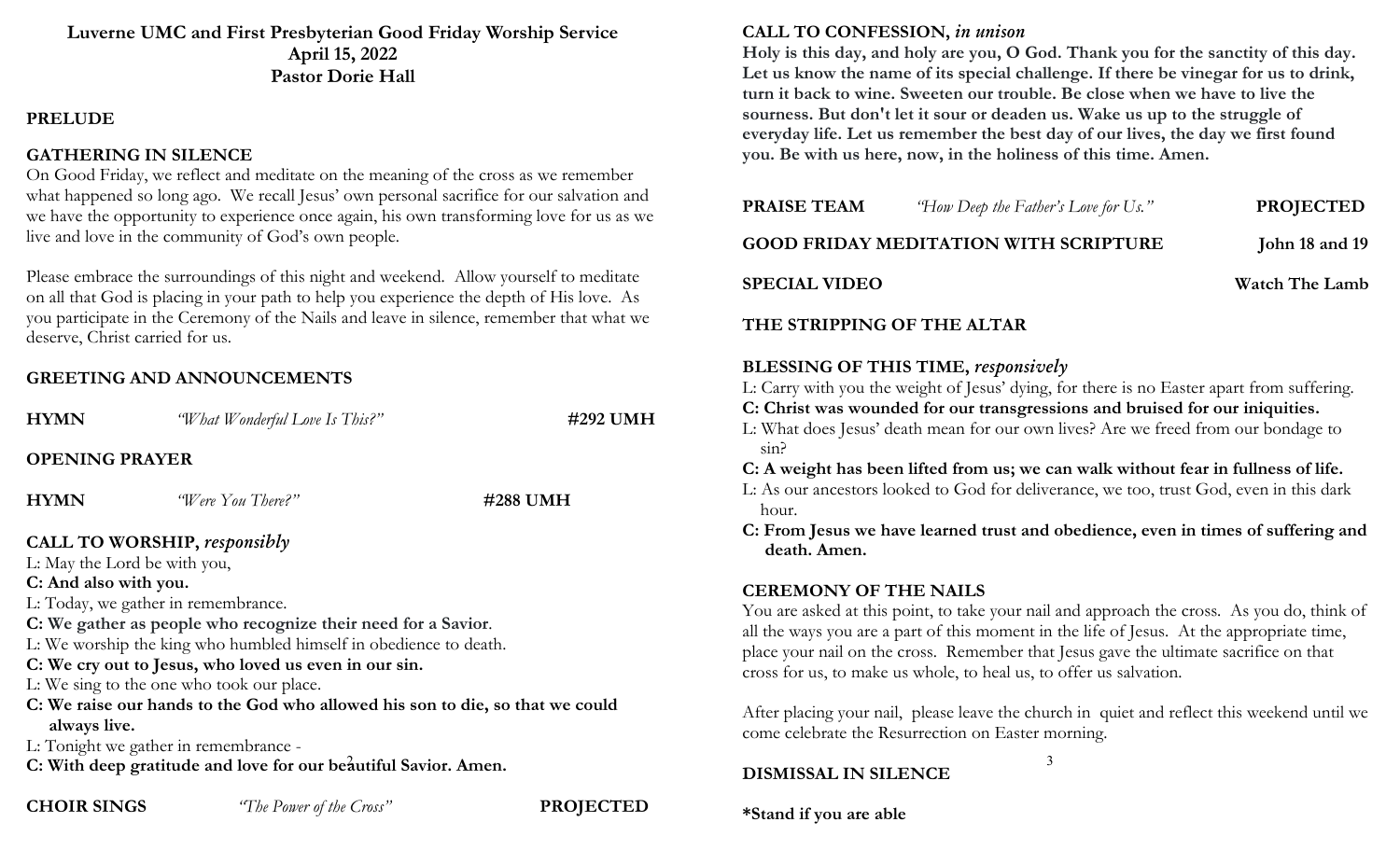## Luverne UMC and First Presbyterian Good Friday Worship Service
## April 15, 2022
## Pastor Dorie Hall

**PRELUDE**

**GATHERING IN SILENCE**

On Good Friday, we reflect and meditate on the meaning of the cross as we remember what happened so long ago. We recall Jesus' own personal sacrifice for our salvation and we have the opportunity to experience once again, his own transforming love for us as we live and love in the community of God's own people.

Please embrace the surroundings of this night and weekend. Allow yourself to meditate on all that God is placing in your path to help you experience the depth of His love. As you participate in the Ceremony of the Nails and leave in silence, remember that what we deserve, Christ carried for us.

**GREETING AND ANNOUNCEMENTS**

**HYMN** *"What Wonderful Love Is This?"* **#292 UMH**

**OPENING PRAYER**

**HYMN** *"Were You There?"* **#288 UMH**

**CALL TO WORSHIP,** ***responsibly***

L: May the Lord be with you,
**C: And also with you.**
L: Today, we gather in remembrance.
**C: We gather as people who recognize their need for a Savior**.
L: We worship the king who humbled himself in obedience to death.
**C: We cry out to Jesus, who loved us even in our sin.**
L: We sing to the one who took our place.
**C: We raise our hands to the God who allowed his son to die, so that we could always live.**
L: Tonight we gather in remembrance -
**C: With deep gratitude and love for our beautiful Savior. Amen.**

**CHOIR SINGS** *"The Power of the Cross"* **PROJECTED**

**CALL TO CONFESSION,** ***in unison***

**Holy is this day, and holy are you, O God. Thank you for the sanctity of this day. Let us know the name of its special challenge. If there be vinegar for us to drink, turn it back to wine. Sweeten our trouble. Be close when we have to live the sourness. But don't let it sour or deaden us. Wake us up to the struggle of everyday life. Let us remember the best day of our lives, the day we first found you. Be with us here, now, in the holiness of this time. Amen.**

**PRAISE TEAM** *"How Deep the Father's Love for Us."* **PROJECTED**

**GOOD FRIDAY MEDITATION WITH SCRIPTURE** **John 18 and 19**

**SPECIAL VIDEO** **Watch The Lamb**

**THE STRIPPING OF THE ALTAR**

**BLESSING OF THIS TIME,** ***responsively***

L: Carry with you the weight of Jesus' dying, for there is no Easter apart from suffering.
**C: Christ was wounded for our transgressions and bruised for our iniquities.**
L: What does Jesus' death mean for our own lives? Are we freed from our bondage to sin?
**C: A weight has been lifted from us; we can walk without fear in fullness of life.**
L: As our ancestors looked to God for deliverance, we too, trust God, even in this dark hour.
**C: From Jesus we have learned trust and obedience, even in times of suffering and death. Amen.**

**CEREMONY OF THE NAILS**

You are asked at this point, to take your nail and approach the cross. As you do, think of all the ways you are a part of this moment in the life of Jesus. At the appropriate time, place your nail on the cross. Remember that Jesus gave the ultimate sacrifice on that cross for us, to make us whole, to heal us, to offer us salvation.

After placing your nail, please leave the church in quiet and reflect this weekend until we come celebrate the Resurrection on Easter morning.

**DISMISSAL IN SILENCE**

**\*Stand if you are able**